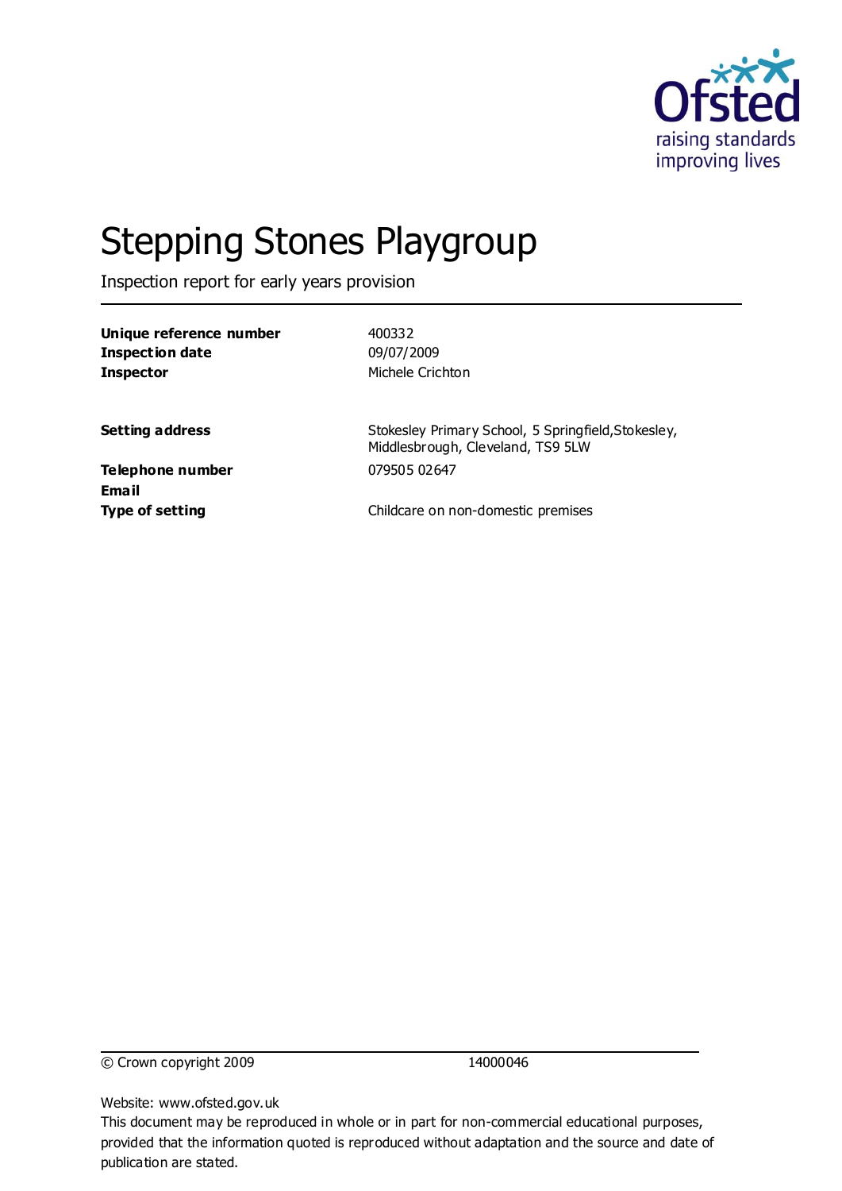# Stepping Stones Playgroup

Inspection report for early years provision

| | |
|---|---|
| **Unique reference number** | 400332 |
| **Inspection date** | 09/07/2009 |
| **Inspector** | Michele Crichton |
| | |
| **Setting address** | Stokesley Primary School, 5 Springfield,Stokesley, Middlesbrough, Cleveland, TS9 5LW |
| **Telephone number** | 079505 02647 |
| **Email** | |
| **Type of setting** | Childcare on non-domestic premises |

© Crown copyright 2009 14000046

Website: www.ofsted.gov.uk

This document may be reproduced in whole or in part for non-commercial educational purposes, provided that the information quoted is reproduced without adaptation and the source and date of publication are stated.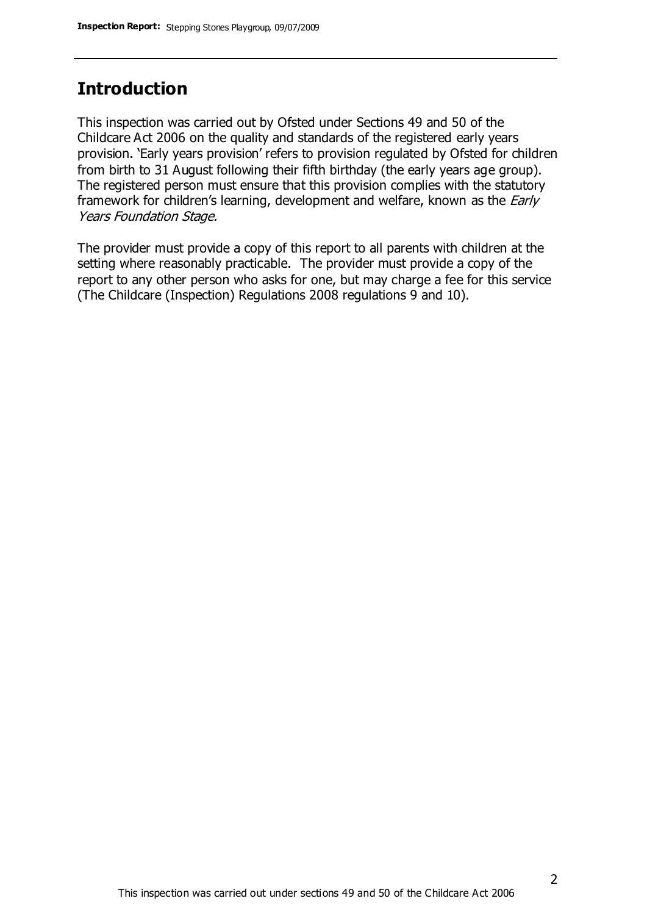## Introduction

This inspection was carried out by Ofsted under Sections 49 and 50 of the Childcare Act 2006 on the quality and standards of the registered early years provision. 'Early years provision' refers to provision regulated by Ofsted for children from birth to 31 August following their fifth birthday (the early years age group). The registered person must ensure that this provision complies with the statutory framework for children's learning, development and welfare, known as the *Early Years Foundation Stage.*

The provider must provide a copy of this report to all parents with children at the setting where reasonably practicable. The provider must provide a copy of the report to any other person who asks for one, but may charge a fee for this service (The Childcare (Inspection) Regulations 2008 regulations 9 and 10).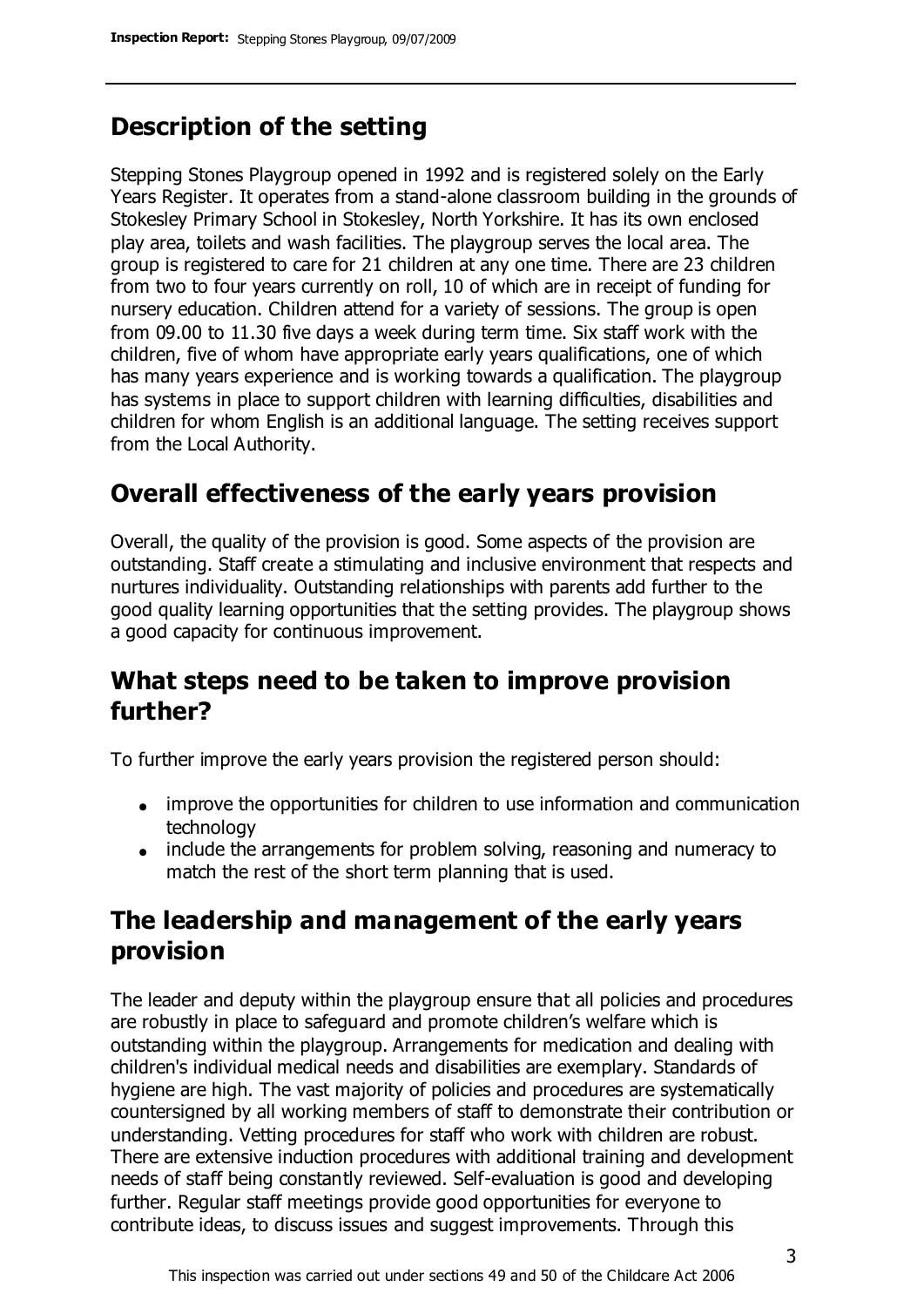## Description of the setting

Stepping Stones Playgroup opened in 1992 and is registered solely on the Early Years Register. It operates from a stand-alone classroom building in the grounds of Stokesley Primary School in Stokesley, North Yorkshire. It has its own enclosed play area, toilets and wash facilities. The playgroup serves the local area. The group is registered to care for 21 children at any one time. There are 23 children from two to four years currently on roll, 10 of which are in receipt of funding for nursery education. Children attend for a variety of sessions. The group is open from 09.00 to 11.30 five days a week during term time. Six staff work with the children, five of whom have appropriate early years qualifications, one of which has many years experience and is working towards a qualification. The playgroup has systems in place to support children with learning difficulties, disabilities and children for whom English is an additional language. The setting receives support from the Local Authority.

## Overall effectiveness of the early years provision

Overall, the quality of the provision is good. Some aspects of the provision are outstanding. Staff create a stimulating and inclusive environment that respects and nurtures individuality. Outstanding relationships with parents add further to the good quality learning opportunities that the setting provides. The playgroup shows a good capacity for continuous improvement.

## What steps need to be taken to improve provision further?

To further improve the early years provision the registered person should:

- improve the opportunities for children to use information and communication technology
- include the arrangements for problem solving, reasoning and numeracy to match the rest of the short term planning that is used.

## The leadership and management of the early years provision

The leader and deputy within the playgroup ensure that all policies and procedures are robustly in place to safeguard and promote children's welfare which is outstanding within the playgroup. Arrangements for medication and dealing with children's individual medical needs and disabilities are exemplary. Standards of hygiene are high. The vast majority of policies and procedures are systematically countersigned by all working members of staff to demonstrate their contribution or understanding. Vetting procedures for staff who work with children are robust. There are extensive induction procedures with additional training and development needs of staff being constantly reviewed. Self-evaluation is good and developing further. Regular staff meetings provide good opportunities for everyone to contribute ideas, to discuss issues and suggest improvements. Through this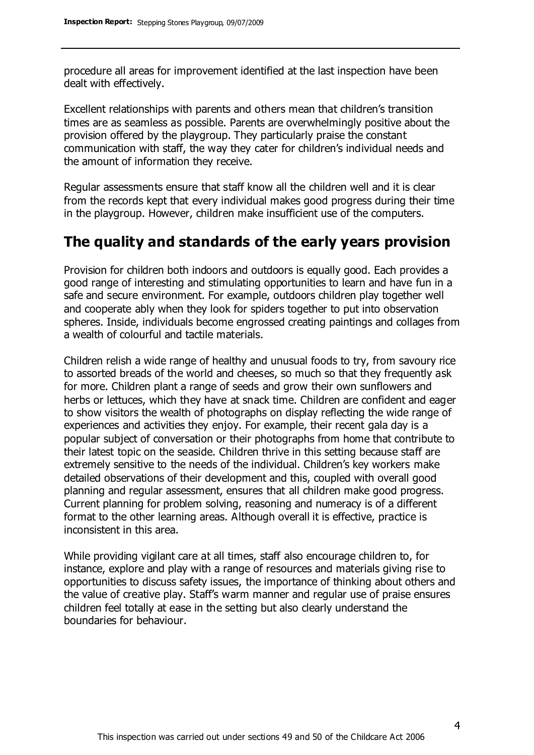procedure all areas for improvement identified at the last inspection have been dealt with effectively.

Excellent relationships with parents and others mean that children's transition times are as seamless as possible. Parents are overwhelmingly positive about the provision offered by the playgroup. They particularly praise the constant communication with staff, the way they cater for children's individual needs and the amount of information they receive.

Regular assessments ensure that staff know all the children well and it is clear from the records kept that every individual makes good progress during their time in the playgroup. However, children make insufficient use of the computers.

## The quality and standards of the early years provision

Provision for children both indoors and outdoors is equally good. Each provides a good range of interesting and stimulating opportunities to learn and have fun in a safe and secure environment. For example, outdoors children play together well and cooperate ably when they look for spiders together to put into observation spheres. Inside, individuals become engrossed creating paintings and collages from a wealth of colourful and tactile materials.

Children relish a wide range of healthy and unusual foods to try, from savoury rice to assorted breads of the world and cheeses, so much so that they frequently ask for more. Children plant a range of seeds and grow their own sunflowers and herbs or lettuces, which they have at snack time. Children are confident and eager to show visitors the wealth of photographs on display reflecting the wide range of experiences and activities they enjoy. For example, their recent gala day is a popular subject of conversation or their photographs from home that contribute to their latest topic on the seaside. Children thrive in this setting because staff are extremely sensitive to the needs of the individual. Children's key workers make detailed observations of their development and this, coupled with overall good planning and regular assessment, ensures that all children make good progress. Current planning for problem solving, reasoning and numeracy is of a different format to the other learning areas. Although overall it is effective, practice is inconsistent in this area.

While providing vigilant care at all times, staff also encourage children to, for instance, explore and play with a range of resources and materials giving rise to opportunities to discuss safety issues, the importance of thinking about others and the value of creative play. Staff's warm manner and regular use of praise ensures children feel totally at ease in the setting but also clearly understand the boundaries for behaviour.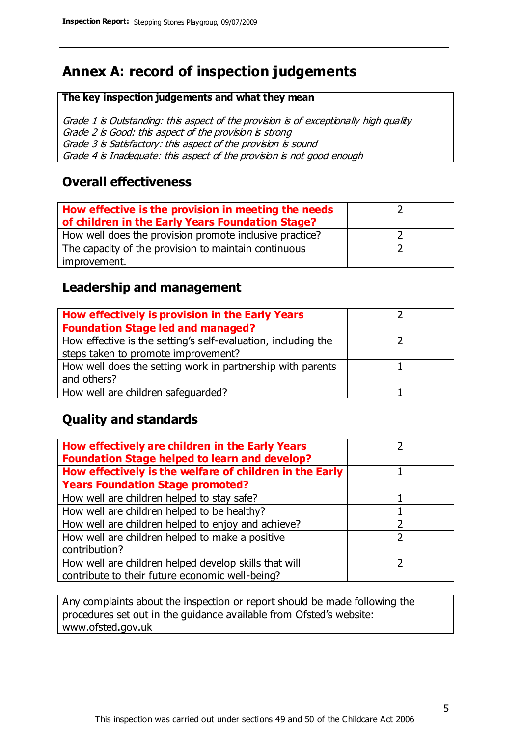# Annex A: record of inspection judgements

**The key inspection judgements and what they mean**

*Grade 1 is Outstanding: this aspect of the provision is of exceptionally high quality*
*Grade 2 is Good: this aspect of the provision is strong*
*Grade 3 is Satisfactory: this aspect of the provision is sound*
*Grade 4 is Inadequate: this aspect of the provision is not good enough*

## Overall effectiveness

| | |
|---|---|
| **How effective is the provision in meeting the needs of children in the Early Years Foundation Stage?** | 2 |
| How well does the provision promote inclusive practice? | 2 |
| The capacity of the provision to maintain continuous improvement. | 2 |

## Leadership and management

| | |
|---|---|
| **How effectively is provision in the Early Years Foundation Stage led and managed?** | 2 |
| How effective is the setting's self-evaluation, including the steps taken to promote improvement? | 2 |
| How well does the setting work in partnership with parents and others? | 1 |
| How well are children safeguarded? | 1 |

## Quality and standards

| | |
|---|---|
| **How effectively are children in the Early Years Foundation Stage helped to learn and develop?** | 2 |
| **How effectively is the welfare of children in the Early Years Foundation Stage promoted?** | 1 |
| How well are children helped to stay safe? | 1 |
| How well are children helped to be healthy? | 1 |
| How well are children helped to enjoy and achieve? | 2 |
| How well are children helped to make a positive contribution? | 2 |
| How well are children helped develop skills that will contribute to their future economic well-being? | 2 |

Any complaints about the inspection or report should be made following the procedures set out in the guidance available from Ofsted's website: www.ofsted.gov.uk

This inspection was carried out under sections 49 and 50 of the Childcare Act 2006